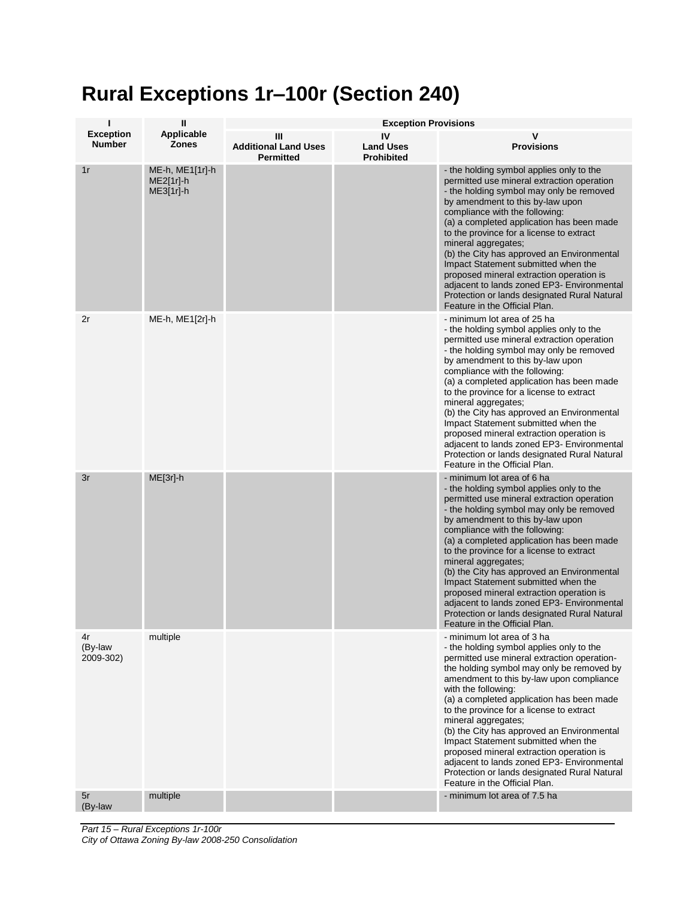# Rural Exceptions 1r–100r (Section 240)

| I<br>Exception Number | II<br>Applicable Zones | Exception Provisions | | |
|---|---|---|---|---|
| | | III<br>Additional Land Uses Permitted | IV<br>Land Uses Prohibited | V<br>Provisions |
| 1r | ME-h, ME1[1r]-h<br>ME2[1r]-h<br>ME3[1r]-h | | | - the holding symbol applies only to the permitted use mineral extraction operation<br>- the holding symbol may only be removed by amendment to this by-law upon compliance with the following:<br>(a) a completed application has been made to the province for a license to extract mineral aggregates;<br>(b) the City has approved an Environmental Impact Statement submitted when the proposed mineral extraction operation is adjacent to lands zoned EP3- Environmental Protection or lands designated Rural Natural Feature in the Official Plan. |
| 2r | ME-h, ME1[2r]-h | | | - minimum lot area of 25 ha<br>- the holding symbol applies only to the permitted use mineral extraction operation<br>- the holding symbol may only be removed by amendment to this by-law upon compliance with the following:<br>(a) a completed application has been made to the province for a license to extract mineral aggregates;<br>(b) the City has approved an Environmental Impact Statement submitted when the proposed mineral extraction operation is adjacent to lands zoned EP3- Environmental Protection or lands designated Rural Natural Feature in the Official Plan. |
| 3r | ME[3r]-h | | | - minimum lot area of 6 ha<br>- the holding symbol applies only to the permitted use mineral extraction operation<br>- the holding symbol may only be removed by amendment to this by-law upon compliance with the following:<br>(a) a completed application has been made to the province for a license to extract mineral aggregates;<br>(b) the City has approved an Environmental Impact Statement submitted when the proposed mineral extraction operation is adjacent to lands zoned EP3- Environmental Protection or lands designated Rural Natural Feature in the Official Plan. |
| 4r<br>(By-law 2009-302) | multiple | | | - minimum lot area of 3 ha<br>- the holding symbol applies only to the permitted use mineral extraction operation- the holding symbol may only be removed by amendment to this by-law upon compliance with the following:<br>(a) a completed application has been made to the province for a license to extract mineral aggregates;<br>(b) the City has approved an Environmental Impact Statement submitted when the proposed mineral extraction operation is adjacent to lands zoned EP3- Environmental Protection or lands designated Rural Natural Feature in the Official Plan. |
| 5r<br>(By-law | multiple | | | - minimum lot area of 7.5 ha |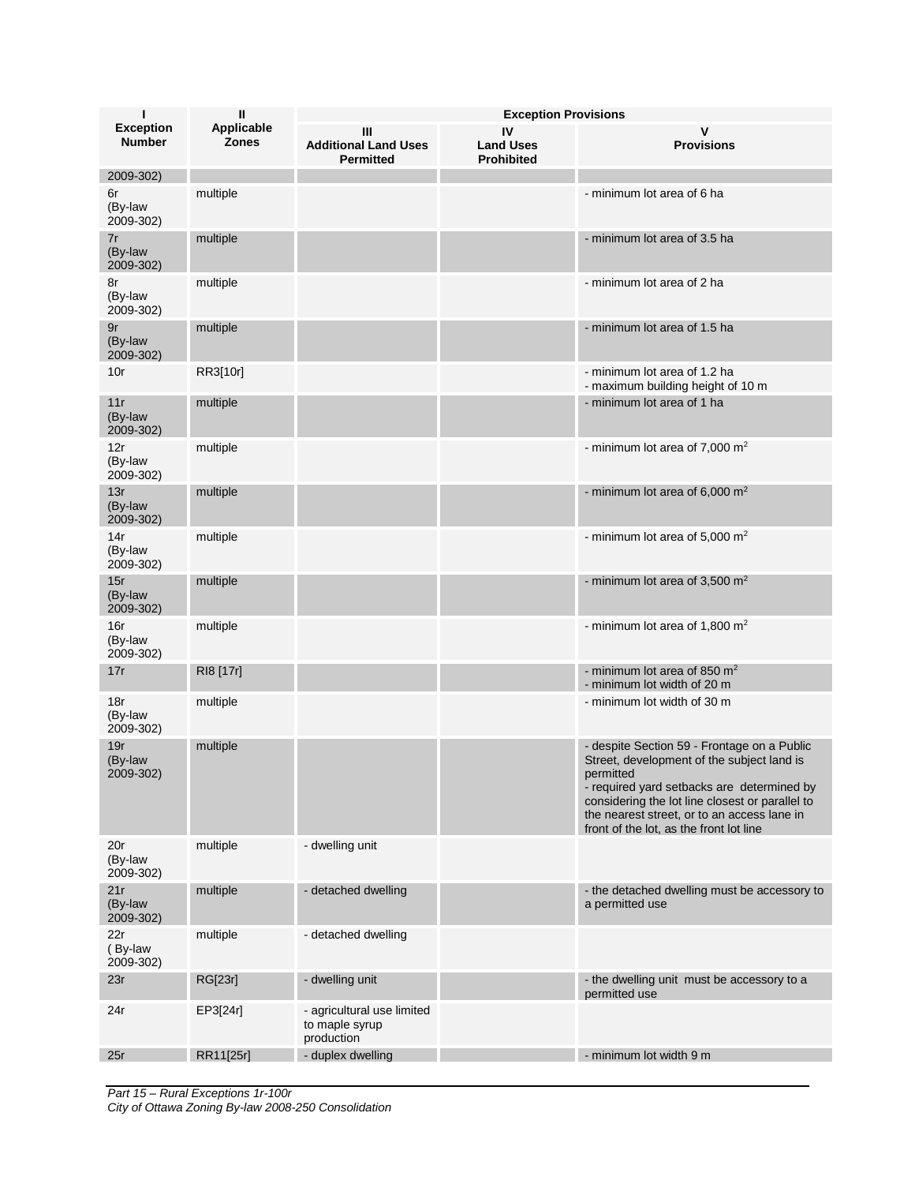| I<br>Exception Number | II<br>Applicable Zones | Exception Provisions | | |
|---|---|---|---|---|
| | | III<br>Additional Land Uses Permitted | IV<br>Land Uses Prohibited | V<br>Provisions |
| 2009-302) | | | | |
| 6r<br>(By-law 2009-302) | multiple | | | - minimum lot area of 6 ha |
| 7r<br>(By-law 2009-302) | multiple | | | - minimum lot area of 3.5 ha |
| 8r<br>(By-law 2009-302) | multiple | | | - minimum lot area of 2 ha |
| 9r<br>(By-law 2009-302) | multiple | | | - minimum lot area of 1.5 ha |
| 10r | RR3[10r] | | | - minimum lot area of 1.2 ha<br>- maximum building height of 10 m |
| 11r<br>(By-law 2009-302) | multiple | | | - minimum lot area of 1 ha |
| 12r<br>(By-law 2009-302) | multiple | | | - minimum lot area of 7,000 $m^2$ |
| 13r<br>(By-law 2009-302) | multiple | | | - minimum lot area of 6,000 $m^2$ |
| 14r<br>(By-law 2009-302) | multiple | | | - minimum lot area of 5,000 $m^2$ |
| 15r<br>(By-law 2009-302) | multiple | | | - minimum lot area of 3,500 $m^2$ |
| 16r<br>(By-law 2009-302) | multiple | | | - minimum lot area of 1,800 $m^2$ |
| 17r | RI8 [17r] | | | - minimum lot area of 850 $m^2$<br>- minimum lot width of 20 m |
| 18r<br>(By-law 2009-302) | multiple | | | - minimum lot width of 30 m |
| 19r<br>(By-law 2009-302) | multiple | | | - despite Section 59 - Frontage on a Public Street, development of the subject land is permitted<br>- required yard setbacks are determined by considering the lot line closest or parallel to the nearest street, or to an access lane in front of the lot, as the front lot line |
| 20r<br>(By-law 2009-302) | multiple | - dwelling unit | | |
| 21r<br>(By-law 2009-302) | multiple | - detached dwelling | | - the detached dwelling must be accessory to a permitted use |
| 22r<br>( By-law 2009-302) | multiple | - detached dwelling | | |
| 23r | RG[23r] | - dwelling unit | | - the dwelling unit must be accessory to a permitted use |
| 24r | EP3[24r] | - agricultural use limited to maple syrup production | | |
| 25r | RR11[25r] | - duplex dwelling | | - minimum lot width 9 m |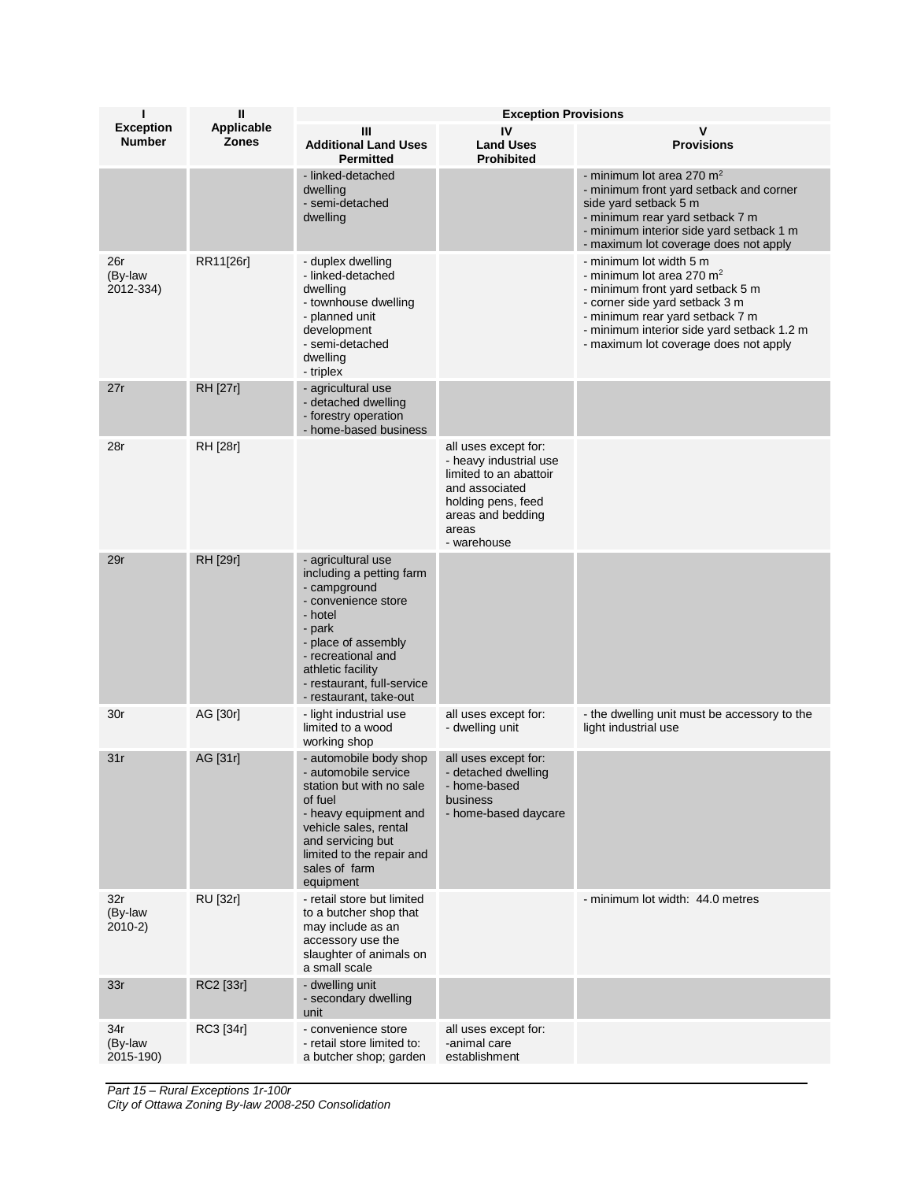| I<br>Exception Number | II<br>Applicable Zones | Exception Provisions | | |
|---|---|---|---|---|
| | | III<br>Additional Land Uses Permitted | IV<br>Land Uses Prohibited | V<br>Provisions |
| | | - linked-detached dwelling<br>- semi-detached dwelling | | - minimum lot area 270 m$^2$<br>- minimum front yard setback and corner side yard setback 5 m<br>- minimum rear yard setback 7 m<br>- minimum interior side yard setback 1 m<br>- maximum lot coverage does not apply |
| 26r<br>(By-law 2012-334) | RR11[26r] | - duplex dwelling<br>- linked-detached dwelling<br>- townhouse dwelling<br>- planned unit development<br>- semi-detached dwelling<br>- triplex | | - minimum lot width 5 m<br>- minimum lot area 270 m$^2$<br>- minimum front yard setback 5 m<br>- corner side yard setback 3 m<br>- minimum rear yard setback 7 m<br>- minimum interior side yard setback 1.2 m<br>- maximum lot coverage does not apply |
| 27r | RH [27r] | - agricultural use<br>- detached dwelling<br>- forestry operation<br>- home-based business | | |
| 28r | RH [28r] | | all uses except for:<br>- heavy industrial use limited to an abattoir and associated holding pens, feed areas and bedding areas<br>- warehouse | |
| 29r | RH [29r] | - agricultural use including a petting farm<br>- campground<br>- convenience store<br>- hotel<br>- park<br>- place of assembly<br>- recreational and athletic facility<br>- restaurant, full-service<br>- restaurant, take-out | | |
| 30r | AG [30r] | - light industrial use limited to a wood working shop | all uses except for:<br>- dwelling unit | - the dwelling unit must be accessory to the light industrial use |
| 31r | AG [31r] | - automobile body shop<br>- automobile service station but with no sale of fuel<br>- heavy equipment and vehicle sales, rental and servicing but limited to the repair and sales of farm equipment | all uses except for:<br>- detached dwelling<br>- home-based business<br>- home-based daycare | |
| 32r<br>(By-law 2010-2) | RU [32r] | - retail store but limited to a butcher shop that may include as an accessory use the slaughter of animals on a small scale | | - minimum lot width: 44.0 metres |
| 33r | RC2 [33r] | - dwelling unit<br>- secondary dwelling unit | | |
| 34r<br>(By-law 2015-190) | RC3 [34r] | - convenience store<br>- retail store limited to: a butcher shop; garden | all uses except for:<br>-animal care establishment | |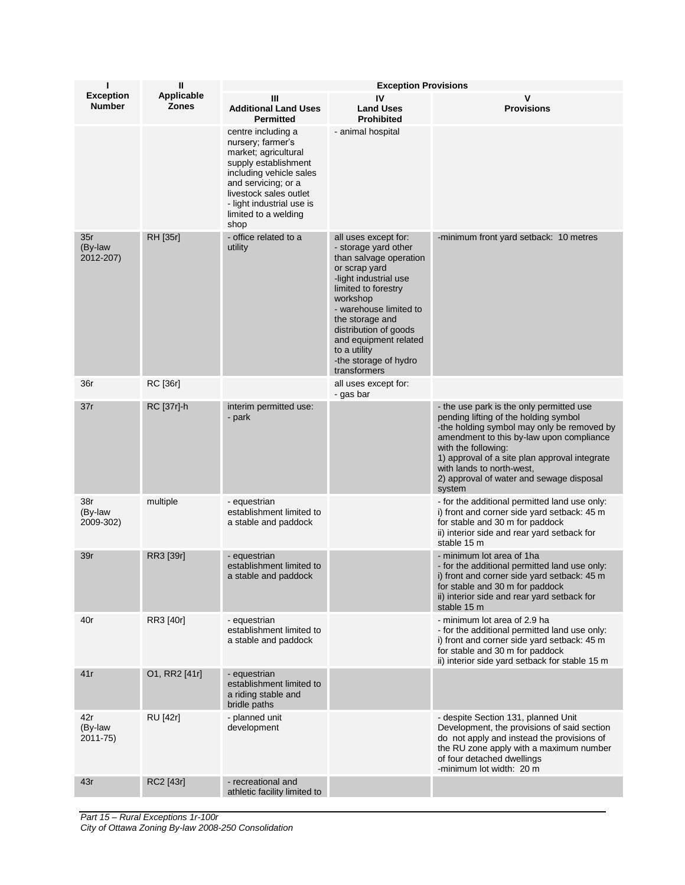| I<br>Exception Number | II<br>Applicable Zones | Exception Provisions | | |
|---|---|---|---|---|
| | | III<br>Additional Land Uses Permitted | IV<br>Land Uses Prohibited | V<br>Provisions |
| | | centre including a nursery; farmer's market; agricultural supply establishment including vehicle sales and servicing; or a livestock sales outlet<br>- light industrial use is limited to a welding shop | - animal hospital | |
| 35r<br>(By-law 2012-207) | RH [35r] | - office related to a utility | all uses except for:<br>- storage yard other than salvage operation or scrap yard<br>-light industrial use limited to forestry workshop<br>- warehouse limited to the storage and distribution of goods and equipment related to a utility<br>-the storage of hydro transformers | -minimum front yard setback: 10 metres |
| 36r | RC [36r] | | all uses except for:<br>- gas bar | |
| 37r | RC [37r]-h | interim permitted use:<br>- park | | - the use park is the only permitted use pending lifting of the holding symbol<br>-the holding symbol may only be removed by amendment to this by-law upon compliance with the following:<br>1) approval of a site plan approval integrate with lands to north-west,<br>2) approval of water and sewage disposal system |
| 38r<br>(By-law 2009-302) | multiple | - equestrian establishment limited to a stable and paddock | | - for the additional permitted land use only:<br>i) front and corner side yard setback: 45 m for stable and 30 m for paddock<br>ii) interior side and rear yard setback for stable 15 m |
| 39r | RR3 [39r] | - equestrian establishment limited to a stable and paddock | | - minimum lot area of 1ha<br>- for the additional permitted land use only:<br>i) front and corner side yard setback: 45 m for stable and 30 m for paddock<br>ii) interior side and rear yard setback for stable 15 m |
| 40r | RR3 [40r] | - equestrian establishment limited to a stable and paddock | | - minimum lot area of 2.9 ha<br>- for the additional permitted land use only:<br>i) front and corner side yard setback: 45 m for stable and 30 m for paddock<br>ii) interior side yard setback for stable 15 m |
| 41r | O1, RR2 [41r] | - equestrian establishment limited to a riding stable and bridle paths | | |
| 42r<br>(By-law 2011-75) | RU [42r] | - planned unit development | | - despite Section 131, planned Unit Development, the provisions of said section do not apply and instead the provisions of the RU zone apply with a maximum number of four detached dwellings<br>-minimum lot width: 20 m |
| 43r | RC2 [43r] | - recreational and athletic facility limited to | | |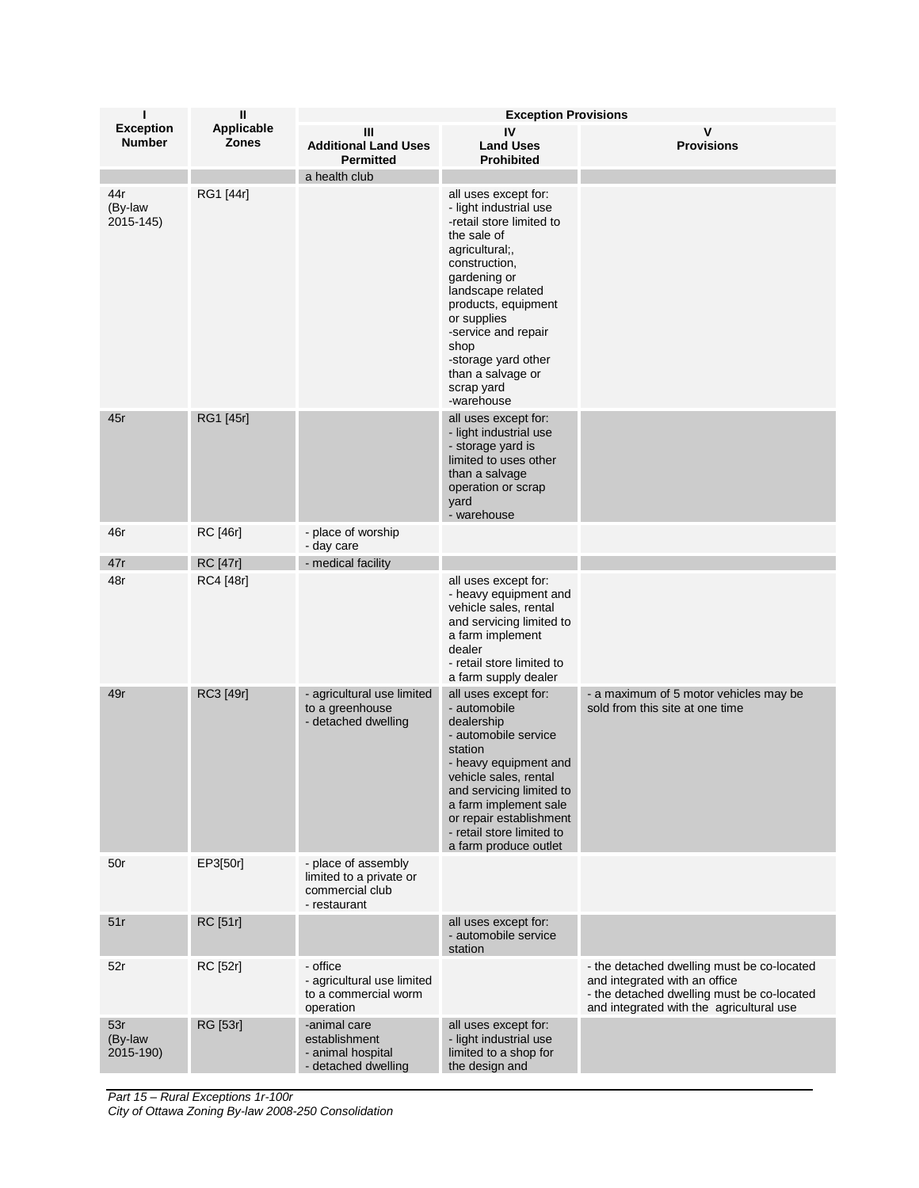| I<br>Exception Number | II<br>Applicable Zones | Exception Provisions | | |
|---|---|---|---|---|
| | | III<br>Additional Land Uses Permitted | IV<br>Land Uses Prohibited | V<br>Provisions |
| | | a health club | | |
| 44r<br>(By-law 2015-145) | RG1 [44r] | | all uses except for:<br>- light industrial use<br>-retail store limited to the sale of agricultural;, construction, gardening or landscape related products, equipment or supplies<br>-service and repair shop<br>-storage yard other than a salvage or scrap yard<br>-warehouse | |
| 45r | RG1 [45r] | | all uses except for:<br>- light industrial use<br>- storage yard is limited to uses other than a salvage operation or scrap yard<br>- warehouse | |
| 46r | RC [46r] | - place of worship<br>- day care | | |
| 47r | RC [47r] | - medical facility | | |
| 48r | RC4 [48r] | | all uses except for:<br>- heavy equipment and vehicle sales, rental and servicing limited to a farm implement dealer<br>- retail store limited to a farm supply dealer | |
| 49r | RC3 [49r] | - agricultural use limited to a greenhouse<br>- detached dwelling | all uses except for:<br>- automobile dealership<br>- automobile service station<br>- heavy equipment and vehicle sales, rental and servicing limited to a farm implement sale or repair establishment<br>- retail store limited to a farm produce outlet | - a maximum of 5 motor vehicles may be sold from this site at one time |
| 50r | EP3[50r] | - place of assembly limited to a private or commercial club<br>- restaurant | | |
| 51r | RC [51r] | | all uses except for:<br>- automobile service station | |
| 52r | RC [52r] | - office<br>- agricultural use limited to a commercial worm operation | | - the detached dwelling must be co-located and integrated with an office<br>- the detached dwelling must be co-located and integrated with the agricultural use |
| 53r<br>(By-law 2015-190) | RG [53r] | -animal care establishment<br>- animal hospital<br>- detached dwelling | all uses except for:<br>- light industrial use limited to a shop for the design and | |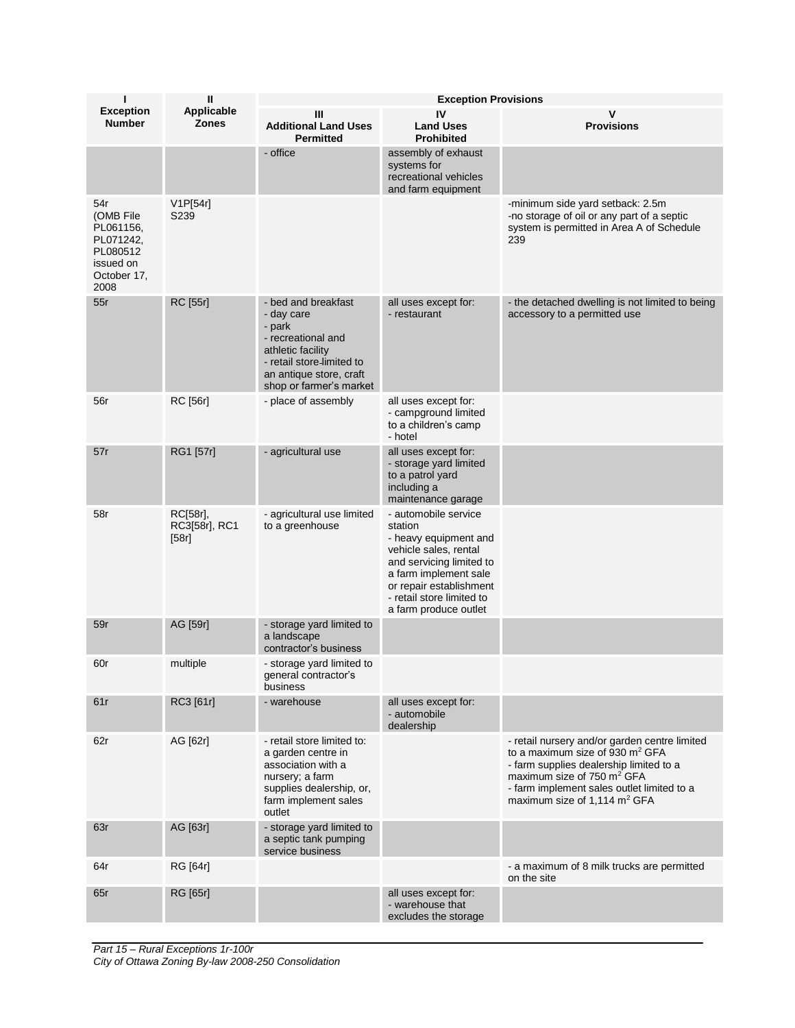| I<br>Exception Number | II<br>Applicable Zones | Exception Provisions | | |
|---|---|---|---|---|
| | | III<br>Additional Land Uses Permitted | IV<br>Land Uses Prohibited | V<br>Provisions |
| | | - office | assembly of exhaust systems for recreational vehicles and farm equipment | |
| 54r<br>(OMB File PL061156, PL071242, PL080512 issued on October 17, 2008 | V1P[54r]<br>S239 | | | -minimum side yard setback: 2.5m<br>-no storage of oil or any part of a septic system is permitted in Area A of Schedule 239 |
| 55r | RC [55r] | - bed and breakfast<br>- day care<br>- park<br>- recreational and athletic facility<br>- retail store limited to an antique store, craft shop or farmer's market | all uses except for:<br>- restaurant | - the detached dwelling is not limited to being accessory to a permitted use |
| 56r | RC [56r] | - place of assembly | all uses except for:<br>- campground limited to a children's camp<br>- hotel | |
| 57r | RG1 [57r] | - agricultural use | all uses except for:<br>- storage yard limited to a patrol yard including a maintenance garage | |
| 58r | RC[58r], RC3[58r], RC1 [58r] | - agricultural use limited to a greenhouse | - automobile service station<br>- heavy equipment and vehicle sales, rental and servicing limited to a farm implement sale or repair establishment<br>- retail store limited to a farm produce outlet | |
| 59r | AG [59r] | - storage yard limited to a landscape contractor's business | | |
| 60r | multiple | - storage yard limited to general contractor's business | | |
| 61r | RC3 [61r] | - warehouse | all uses except for:<br>- automobile dealership | |
| 62r | AG [62r] | - retail store limited to: a garden centre in association with a nursery; a farm supplies dealership, or, farm implement sales outlet | | - retail nursery and/or garden centre limited to a maximum size of 930 $m^2$ GFA<br>- farm supplies dealership limited to a maximum size of 750 $m^2$ GFA<br>- farm implement sales outlet limited to a maximum size of 1,114 $m^2$ GFA |
| 63r | AG [63r] | - storage yard limited to a septic tank pumping service business | | |
| 64r | RG [64r] | | | - a maximum of 8 milk trucks are permitted on the site |
| 65r | RG [65r] | | all uses except for:<br>- warehouse that excludes the storage | |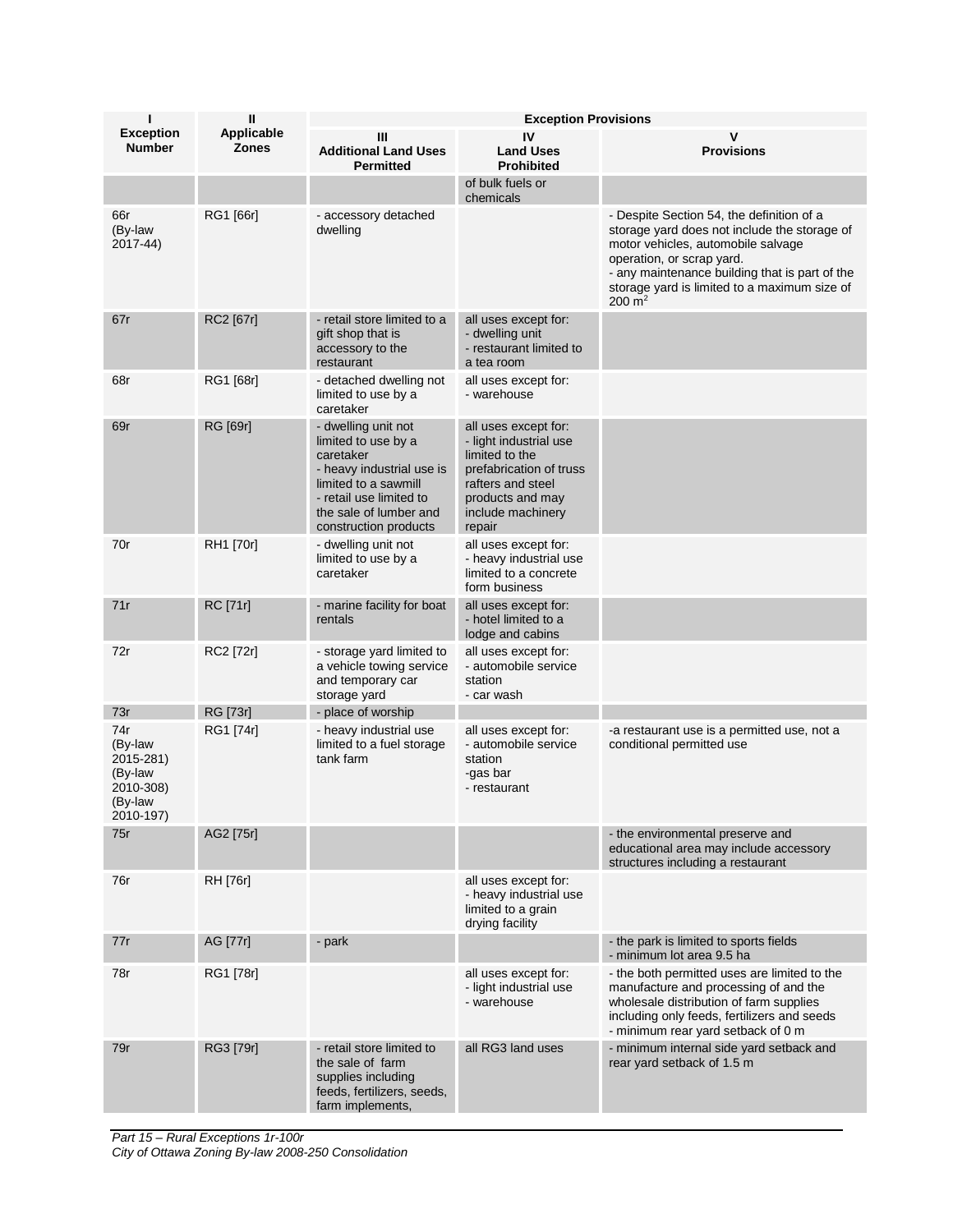| I<br>Exception<br>Number | II<br>Applicable<br>Zones | Exception Provisions | | |
|---|---|---|---|---|
| | | III<br>Additional Land Uses<br>Permitted | IV<br>Land Uses<br>Prohibited | V<br>Provisions |
| | | | of bulk fuels or chemicals | |
| 66r<br>(By-law 2017-44) | RG1 [66r] | - accessory detached dwelling | | - Despite Section 54, the definition of a storage yard does not include the storage of motor vehicles, automobile salvage operation, or scrap yard.<br>- any maintenance building that is part of the storage yard is limited to a maximum size of 200 $m^2$ |
| 67r | RC2 [67r] | - retail store limited to a gift shop that is accessory to the restaurant | all uses except for:<br>- dwelling unit<br>- restaurant limited to a tea room | |
| 68r | RG1 [68r] | - detached dwelling not limited to use by a caretaker | all uses except for:<br>- warehouse | |
| 69r | RG [69r] | - dwelling unit not limited to use by a caretaker<br>- heavy industrial use is limited to a sawmill<br>- retail use limited to the sale of lumber and construction products | all uses except for:<br>- light industrial use limited to the prefabrication of truss rafters and steel products and may include machinery repair | |
| 70r | RH1 [70r] | - dwelling unit not limited to use by a caretaker | all uses except for:<br>- heavy industrial use limited to a concrete form business | |
| 71r | RC [71r] | - marine facility for boat rentals | all uses except for:<br>- hotel limited to a lodge and cabins | |
| 72r | RC2 [72r] | - storage yard limited to a vehicle towing service and temporary car storage yard | all uses except for:<br>- automobile service station<br>- car wash | |
| 73r | RG [73r] | - place of worship | | |
| 74r<br>(By-law 2015-281)<br>(By-law 2010-308)<br>(By-law 2010-197) | RG1 [74r] | - heavy industrial use limited to a fuel storage tank farm | all uses except for:<br>- automobile service station<br>-gas bar<br>- restaurant | -a restaurant use is a permitted use, not a conditional permitted use |
| 75r | AG2 [75r] | | | - the environmental preserve and educational area may include accessory structures including a restaurant |
| 76r | RH [76r] | | all uses except for:<br>- heavy industrial use limited to a grain drying facility | |
| 77r | AG [77r] | - park | | - the park is limited to sports fields<br>- minimum lot area 9.5 ha |
| 78r | RG1 [78r] | | all uses except for:<br>- light industrial use<br>- warehouse | - the both permitted uses are limited to the manufacture and processing of and the wholesale distribution of farm supplies including only feeds, fertilizers and seeds<br>- minimum rear yard setback of 0 m |
| 79r | RG3 [79r] | - retail store limited to the sale of farm supplies including feeds, fertilizers, seeds, farm implements, | all RG3 land uses | - minimum internal side yard setback and rear yard setback of 1.5 m |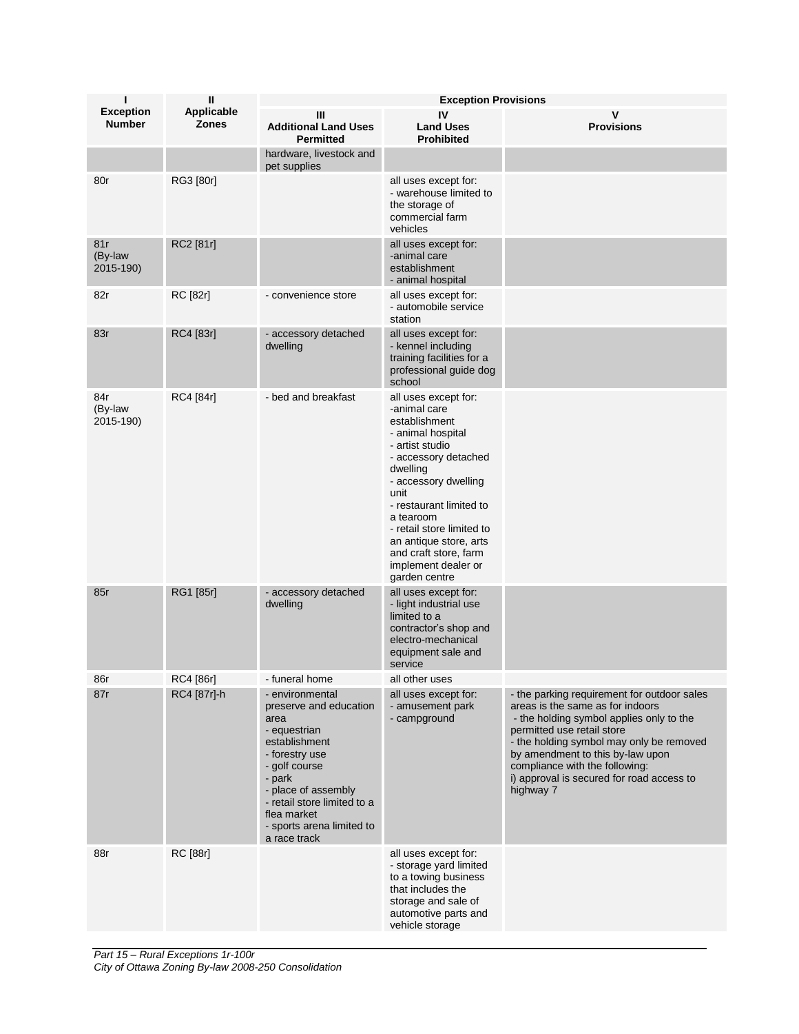| I<br>Exception Number | II<br>Applicable Zones | Exception Provisions | | |
|---|---|---|---|---|
| | | III<br>Additional Land Uses Permitted | IV<br>Land Uses Prohibited | V<br>Provisions |
| | | hardware, livestock and pet supplies | | |
| 80r | RG3 [80r] | | all uses except for:<br>- warehouse limited to the storage of commercial farm vehicles | |
| 81r<br>(By-law 2015-190) | RC2 [81r] | | all uses except for:<br>-animal care establishment<br>- animal hospital | |
| 82r | RC [82r] | - convenience store | all uses except for:<br>- automobile service station | |
| 83r | RC4 [83r] | - accessory detached dwelling | all uses except for:<br>- kennel including training facilities for a professional guide dog school | |
| 84r<br>(By-law 2015-190) | RC4 [84r] | - bed and breakfast | all uses except for:<br>-animal care establishment<br>- animal hospital<br>- artist studio<br>- accessory detached dwelling<br>- accessory dwelling unit<br>- restaurant limited to a tearoom<br>- retail store limited to an antique store, arts and craft store, farm implement dealer or garden centre | |
| 85r | RG1 [85r] | - accessory detached dwelling | all uses except for:<br>- light industrial use limited to a contractor's shop and electro-mechanical equipment sale and service | |
| 86r | RC4 [86r] | - funeral home | all other uses | |
| 87r | RC4 [87r]-h | - environmental preserve and education area<br>- equestrian establishment<br>- forestry use<br>- golf course<br>- park<br>- place of assembly<br>- retail store limited to a flea market<br>- sports arena limited to a race track | all uses except for:<br>- amusement park<br>- campground | - the parking requirement for outdoor sales areas is the same as for indoors<br>- the holding symbol applies only to the permitted use retail store<br>- the holding symbol may only be removed by amendment to this by-law upon compliance with the following:<br>i) approval is secured for road access to highway 7 |
| 88r | RC [88r] | | all uses except for:<br>- storage yard limited to a towing business that includes the storage and sale of automotive parts and vehicle storage | |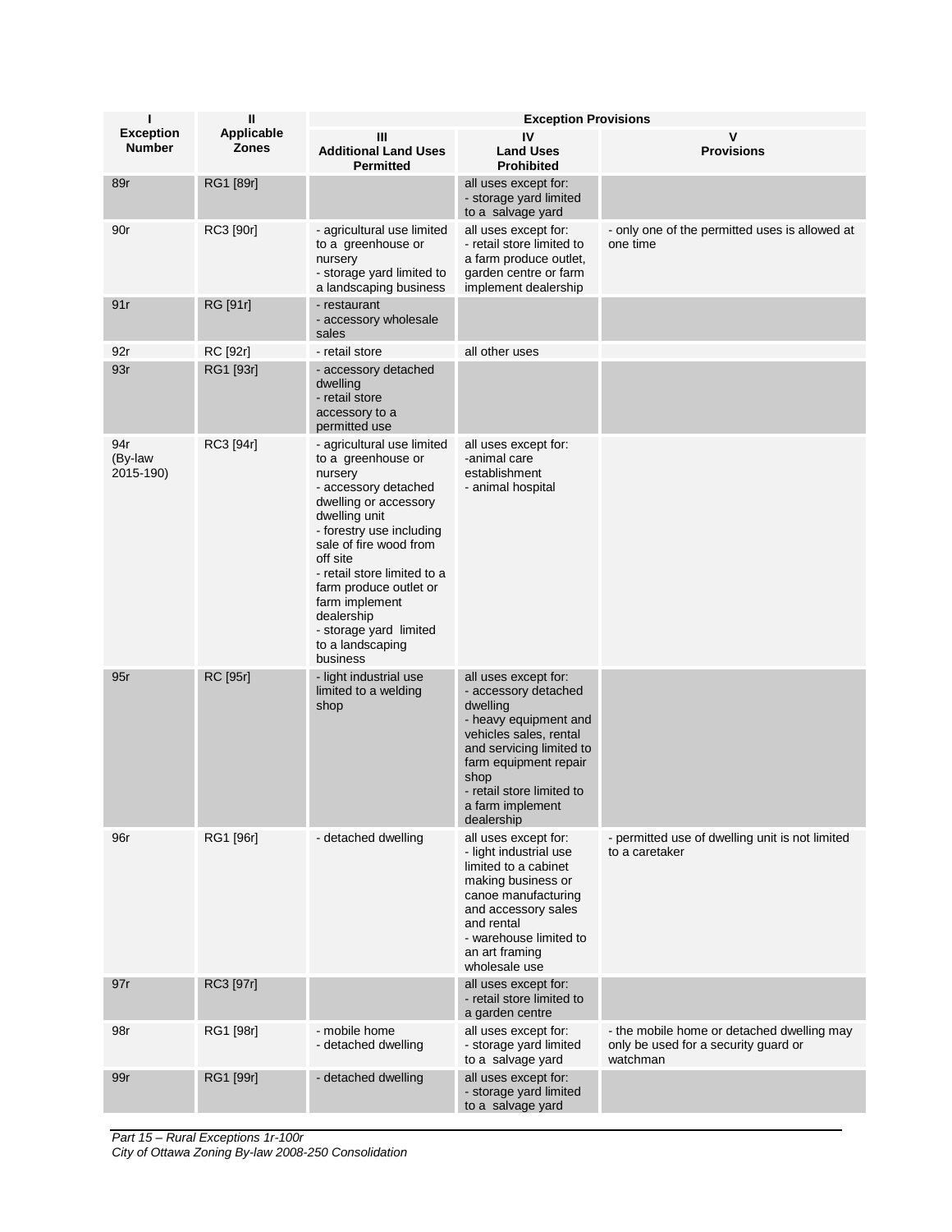| I<br>Exception Number | II<br>Applicable Zones | Exception Provisions | | |
|---|---|---|---|---|
| | | III<br>Additional Land Uses Permitted | IV<br>Land Uses Prohibited | V<br>Provisions |
| 89r | RG1 [89r] | | all uses except for:<br>- storage yard limited to a salvage yard | |
| 90r | RC3 [90r] | - agricultural use limited to a greenhouse or nursery<br>- storage yard limited to a landscaping business | all uses except for:<br>- retail store limited to a farm produce outlet, garden centre or farm implement dealership | - only one of the permitted uses is allowed at one time |
| 91r | RG [91r] | - restaurant<br>- accessory wholesale sales | | |
| 92r | RC [92r] | - retail store | all other uses | |
| 93r | RG1 [93r] | - accessory detached dwelling<br>- retail store accessory to a permitted use | | |
| 94r (By-law 2015-190) | RC3 [94r] | - agricultural use limited to a greenhouse or nursery<br>- accessory detached dwelling or accessory dwelling unit<br>- forestry use including sale of fire wood from off site<br>- retail store limited to a farm produce outlet or farm implement dealership<br>- storage yard limited to a landscaping business | all uses except for:<br>-animal care establishment<br>- animal hospital | |
| 95r | RC [95r] | - light industrial use limited to a welding shop | all uses except for:<br>- accessory detached dwelling<br>- heavy equipment and vehicles sales, rental and servicing limited to farm equipment repair shop<br>- retail store limited to a farm implement dealership | |
| 96r | RG1 [96r] | - detached dwelling | all uses except for:<br>- light industrial use limited to a cabinet making business or canoe manufacturing and accessory sales and rental<br>- warehouse limited to an art framing wholesale use | - permitted use of dwelling unit is not limited to a caretaker |
| 97r | RC3 [97r] | | all uses except for:<br>- retail store limited to a garden centre | |
| 98r | RG1 [98r] | - mobile home<br>- detached dwelling | all uses except for:<br>- storage yard limited to a salvage yard | - the mobile home or detached dwelling may only be used for a security guard or watchman |
| 99r | RG1 [99r] | - detached dwelling | all uses except for:<br>- storage yard limited to a salvage yard | |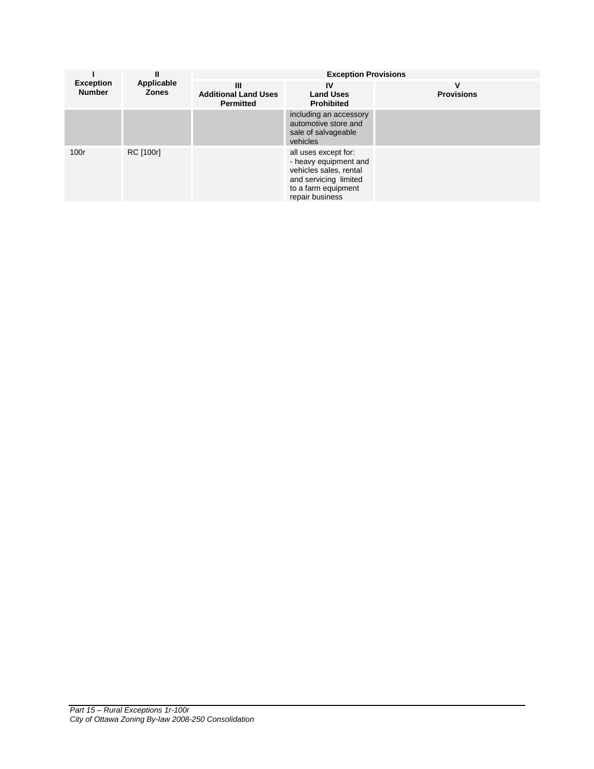| I<br>Exception Number | II<br>Applicable Zones | Exception Provisions | | |
|---|---|---|---|---|
| | | III<br>Additional Land Uses Permitted | IV<br>Land Uses Prohibited | V<br>Provisions |
| | | | including an accessory automotive store and sale of salvageable vehicles | |
| 100r | RC [100r] | | all uses except for:<br>- heavy equipment and vehicles sales, rental and servicing limited to a farm equipment repair business | |